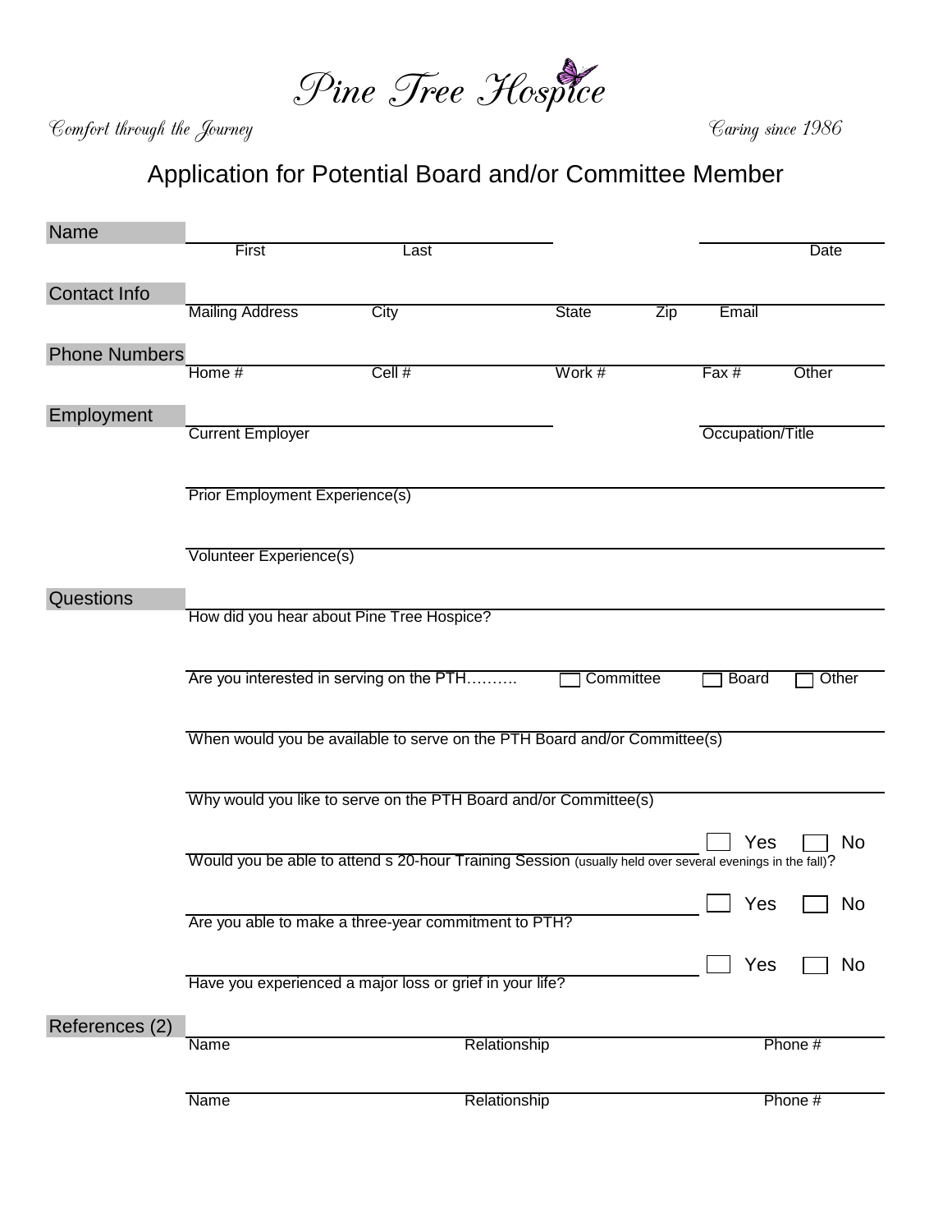# Pine Tree Hospice

*Comfort through the Journey* *Caring since 1986*

## Application for Potential Board and/or Committee Member

**Name**

First Last Date

**Contact Info**

Mailing Address City State Zip Email

**Phone Numbers**

Home # Cell # Work # Fax # Other

**Employment**

Current Employer Occupation/Title

Prior Employment Experience(s)

Volunteer Experience(s)

**Questions**

How did you hear about Pine Tree Hospice?

Are you interested in serving on the PTH………. ☐ Committee ☐ Board ☐ Other

When would you be available to serve on the PTH Board and/or Committee(s)

Why would you like to serve on the PTH Board and/or Committee(s)

Would you be able to attend s 20-hour Training Session (usually held over several evenings in the fall)? ☐ Yes ☐ No

Are you able to make a three-year commitment to PTH? ☐ Yes ☐ No

Have you experienced a major loss or grief in your life? ☐ Yes ☐ No

**References (2)**

Name Relationship Phone #

Name Relationship Phone #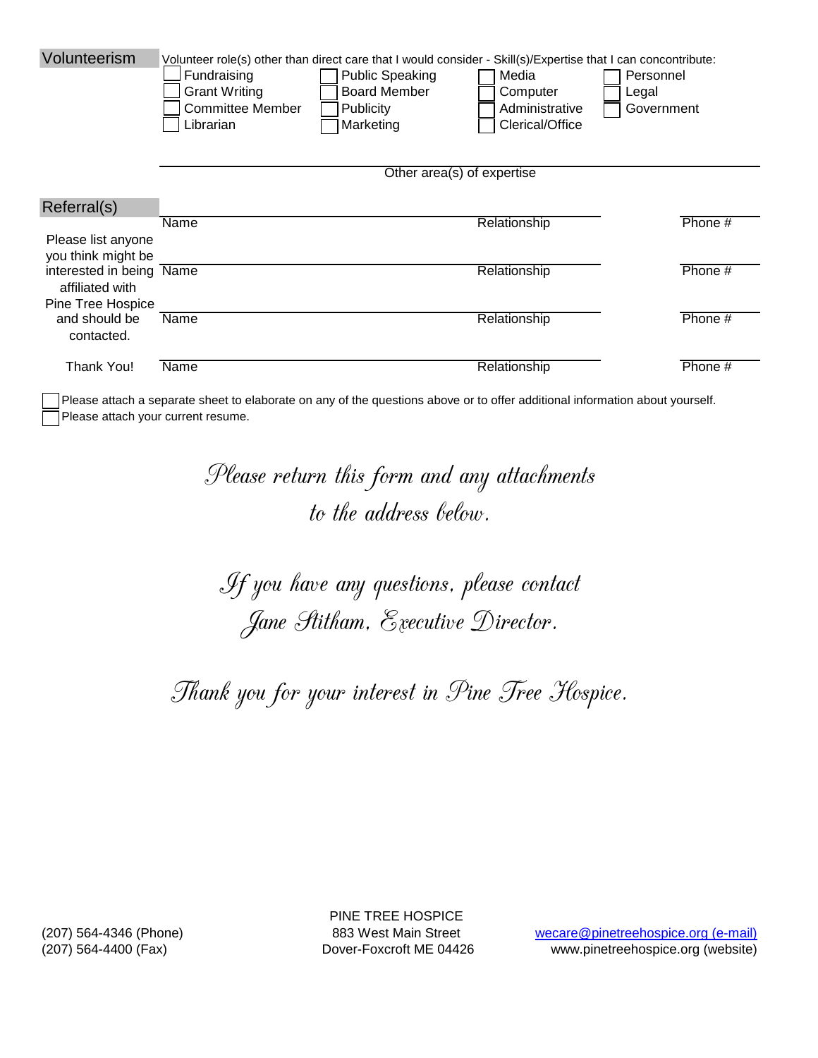## Volunteerism

Volunteer role(s) other than direct care that I would consider - Skill(s)/Expertise that I can concontribute:

| | | | |
|---|---|---|---|
| ☐ Fundraising | ☐ Public Speaking | ☐ Media | ☐ Personnel |
| ☐ Grant Writing | ☐ Board Member | ☐ Computer | ☐ Legal |
| ☐ Committee Member | ☐ Publicity | ☐ Administrative | ☐ Government |
| ☐ Librarian | ☐ Marketing | ☐ Clerical/Office | |

_______________________________________________
Other area(s) of expertise

## Referral(s)

Please list anyone you think might be interested in being affiliated with Pine Tree Hospice and should be contacted.

Thank You!

| Name | Relationship | Phone # |
|---|---|---|
| | | |
| | | |
| | | |
| | | |

☐ Please attach a separate sheet to elaborate on any of the questions above or to offer additional information about yourself.
☐ Please attach your current resume.

*Please return this form and any attachments to the address below.*

*If you have any questions, please contact Jane Stitham, Executive Director.*

*Thank you for your interest in Pine Tree Hospice.*

(207) 564-4346 (Phone)
(207) 564-4400 (Fax)

PINE TREE HOSPICE
883 West Main Street
Dover-Foxcroft ME 04426

wecare@pinetreehospice.org (e-mail)
www.pinetreehospice.org (website)